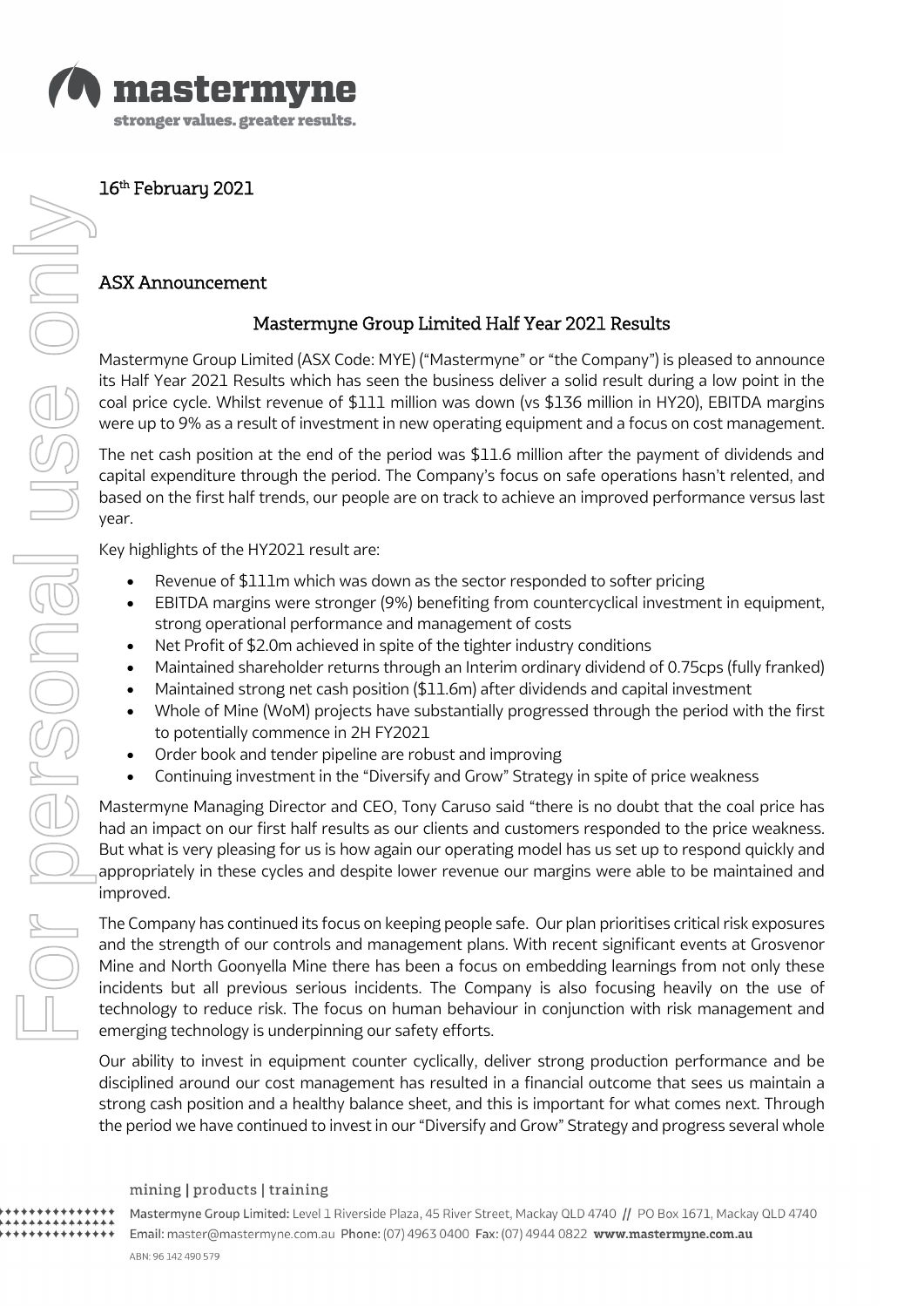16th February 2021

## ASX Announcement

### Mastermyne Group Limited Half Year 2021 Results

Mastermyne Group Limited (ASX Code: MYE) ("Mastermyne" or "the Company") is pleased to announce its Half Year 2021 Results which has seen the business deliver a solid result during a low point in the coal price cycle. Whilst revenue of $111 million was down (vs $136 million in HY20), EBITDA margins were up to 9% as a result of investment in new operating equipment and a focus on cost management.

The net cash position at the end of the period was $11.6 million after the payment of dividends and capital expenditure through the period. The Company's focus on safe operations hasn't relented, and based on the first half trends, our people are on track to achieve an improved performance versus last year.

Key highlights of the HY2021 result are:

- Revenue of $111m which was down as the sector responded to softer pricing
- EBITDA margins were stronger (9%) benefiting from countercyclical investment in equipment, strong operational performance and management of costs
- Net Profit of $2.0m achieved in spite of the tighter industry conditions
- Maintained shareholder returns through an Interim ordinary dividend of 0.75cps (fully franked)
- Maintained strong net cash position ($11.6m) after dividends and capital investment
- Whole of Mine (WoM) projects have substantially progressed through the period with the first to potentially commence in 2H FY2021
- Order book and tender pipeline are robust and improving
- Continuing investment in the "Diversify and Grow" Strategy in spite of price weakness

Mastermyne Managing Director and CEO, Tony Caruso said "there is no doubt that the coal price has had an impact on our first half results as our clients and customers responded to the price weakness. But what is very pleasing for us is how again our operating model has us set up to respond quickly and appropriately in these cycles and despite lower revenue our margins were able to be maintained and improved.

The Company has continued its focus on keeping people safe. Our plan prioritises critical risk exposures and the strength of our controls and management plans. With recent significant events at Grosvenor Mine and North Goonyella Mine there has been a focus on embedding learnings from not only these incidents but all previous serious incidents. The Company is also focusing heavily on the use of technology to reduce risk. The focus on human behaviour in conjunction with risk management and emerging technology is underpinning our safety efforts.

Our ability to invest in equipment counter cyclically, deliver strong production performance and be disciplined around our cost management has resulted in a financial outcome that sees us maintain a strong cash position and a healthy balance sheet, and this is important for what comes next. Through the period we have continued to invest in our "Diversify and Grow" Strategy and progress several whole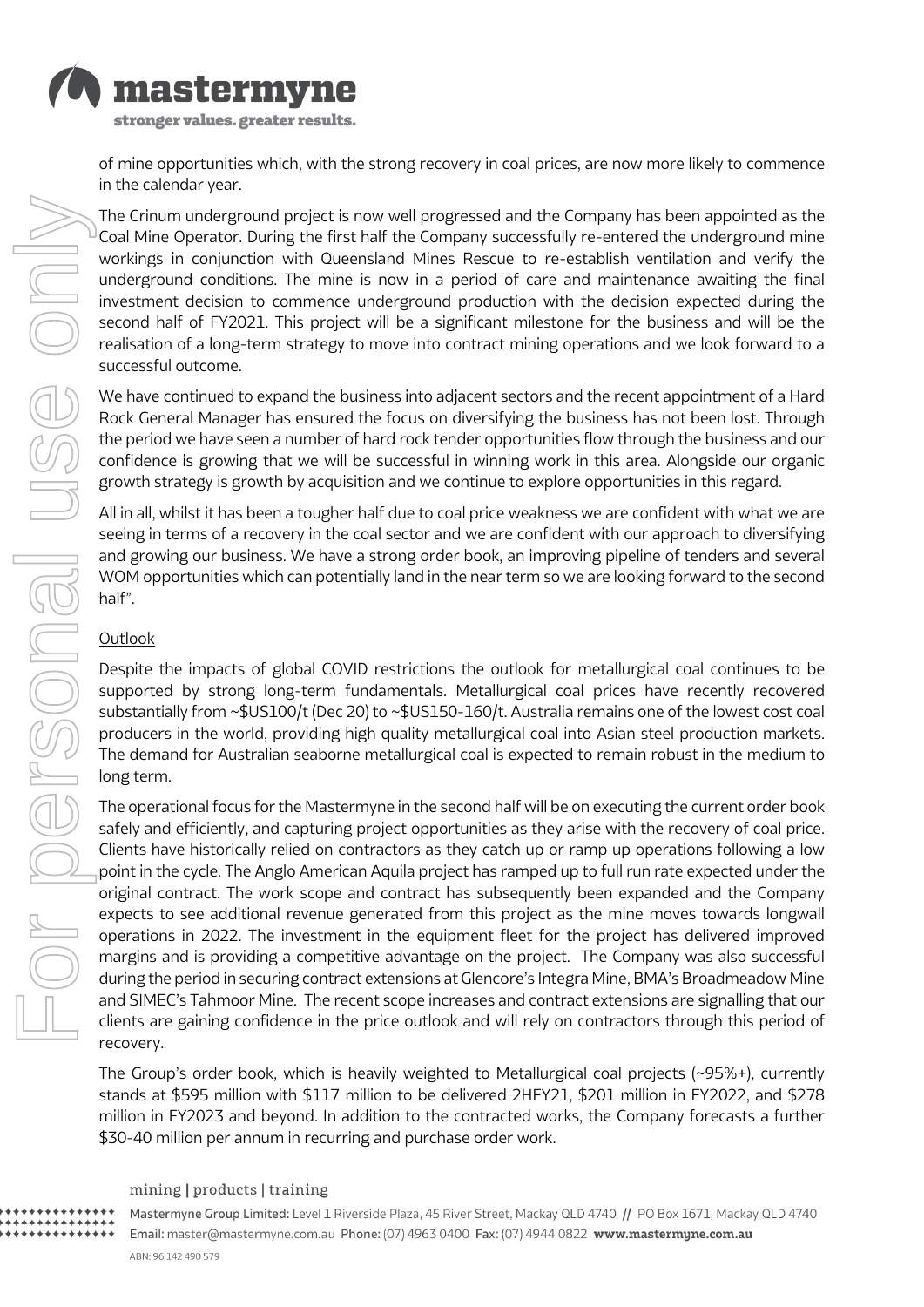of mine opportunities which, with the strong recovery in coal prices, are now more likely to commence in the calendar year.

The Crinum underground project is now well progressed and the Company has been appointed as the Coal Mine Operator. During the first half the Company successfully re-entered the underground mine workings in conjunction with Queensland Mines Rescue to re-establish ventilation and verify the underground conditions. The mine is now in a period of care and maintenance awaiting the final investment decision to commence underground production with the decision expected during the second half of FY2021. This project will be a significant milestone for the business and will be the realisation of a long-term strategy to move into contract mining operations and we look forward to a successful outcome.

We have continued to expand the business into adjacent sectors and the recent appointment of a Hard Rock General Manager has ensured the focus on diversifying the business has not been lost. Through the period we have seen a number of hard rock tender opportunities flow through the business and our confidence is growing that we will be successful in winning work in this area. Alongside our organic growth strategy is growth by acquisition and we continue to explore opportunities in this regard.

All in all, whilst it has been a tougher half due to coal price weakness we are confident with what we are seeing in terms of a recovery in the coal sector and we are confident with our approach to diversifying and growing our business. We have a strong order book, an improving pipeline of tenders and several WOM opportunities which can potentially land in the near term so we are looking forward to the second half".

Outlook

Despite the impacts of global COVID restrictions the outlook for metallurgical coal continues to be supported by strong long-term fundamentals. Metallurgical coal prices have recently recovered substantially from ~$US100/t (Dec 20) to ~$US150-160/t. Australia remains one of the lowest cost coal producers in the world, providing high quality metallurgical coal into Asian steel production markets. The demand for Australian seaborne metallurgical coal is expected to remain robust in the medium to long term.

The operational focus for the Mastermyne in the second half will be on executing the current order book safely and efficiently, and capturing project opportunities as they arise with the recovery of coal price. Clients have historically relied on contractors as they catch up or ramp up operations following a low point in the cycle. The Anglo American Aquila project has ramped up to full run rate expected under the original contract. The work scope and contract has subsequently been expanded and the Company expects to see additional revenue generated from this project as the mine moves towards longwall operations in 2022. The investment in the equipment fleet for the project has delivered improved margins and is providing a competitive advantage on the project. The Company was also successful during the period in securing contract extensions at Glencore's Integra Mine, BMA's Broadmeadow Mine and SIMEC's Tahmoor Mine. The recent scope increases and contract extensions are signalling that our clients are gaining confidence in the price outlook and will rely on contractors through this period of recovery.

The Group's order book, which is heavily weighted to Metallurgical coal projects (~95%+), currently stands at $595 million with $117 million to be delivered 2HFY21, $201 million in FY2022, and $278 million in FY2023 and beyond. In addition to the contracted works, the Company forecasts a further $30-40 million per annum in recurring and purchase order work.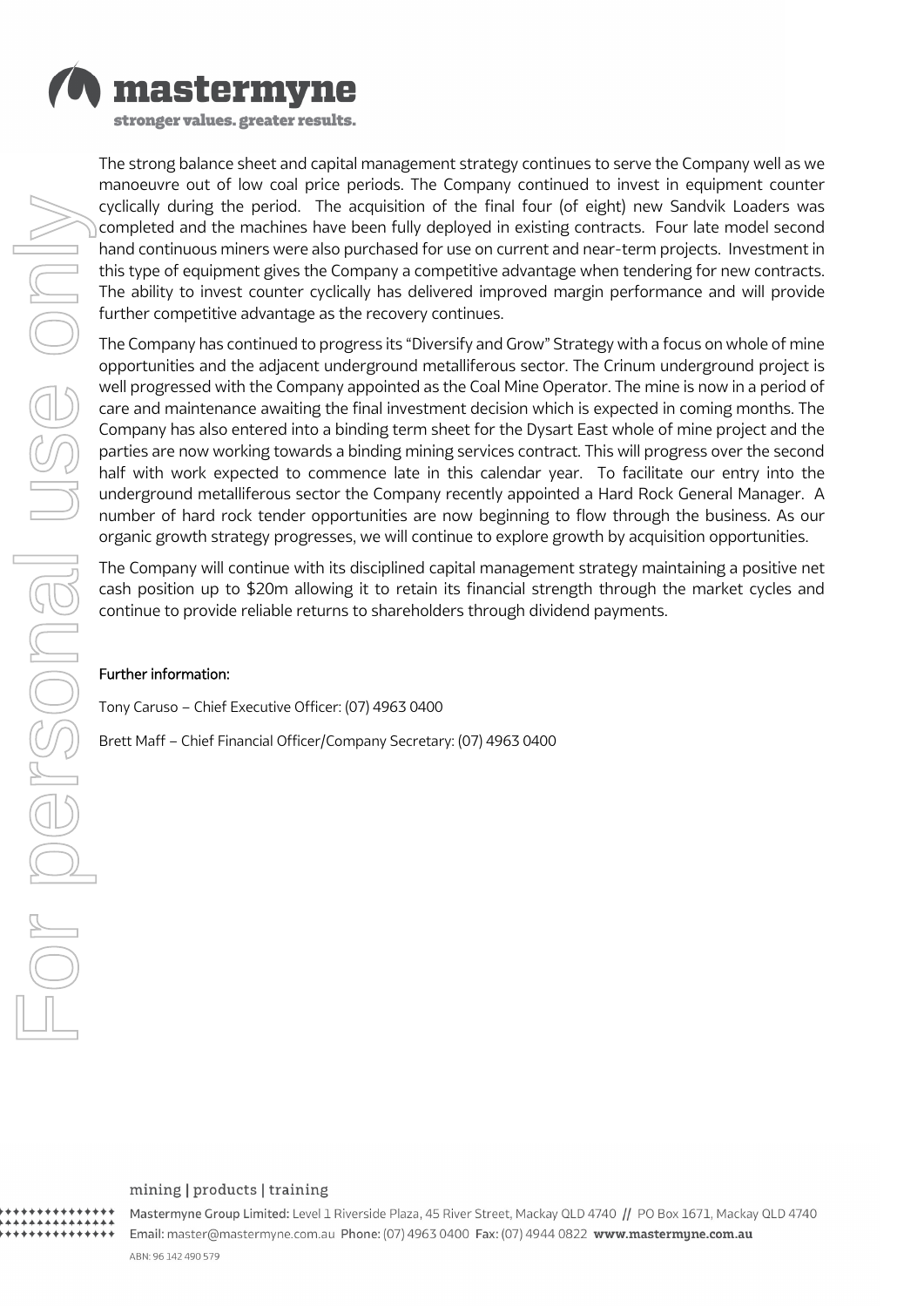The strong balance sheet and capital management strategy continues to serve the Company well as we manoeuvre out of low coal price periods. The Company continued to invest in equipment counter cyclically during the period. The acquisition of the final four (of eight) new Sandvik Loaders was completed and the machines have been fully deployed in existing contracts. Four late model second hand continuous miners were also purchased for use on current and near-term projects. Investment in this type of equipment gives the Company a competitive advantage when tendering for new contracts. The ability to invest counter cyclically has delivered improved margin performance and will provide further competitive advantage as the recovery continues.

The Company has continued to progress its "Diversify and Grow" Strategy with a focus on whole of mine opportunities and the adjacent underground metalliferous sector. The Crinum underground project is well progressed with the Company appointed as the Coal Mine Operator. The mine is now in a period of care and maintenance awaiting the final investment decision which is expected in coming months. The Company has also entered into a binding term sheet for the Dysart East whole of mine project and the parties are now working towards a binding mining services contract. This will progress over the second half with work expected to commence late in this calendar year. To facilitate our entry into the underground metalliferous sector the Company recently appointed a Hard Rock General Manager. A number of hard rock tender opportunities are now beginning to flow through the business. As our organic growth strategy progresses, we will continue to explore growth by acquisition opportunities.

The Company will continue with its disciplined capital management strategy maintaining a positive net cash position up to $20m allowing it to retain its financial strength through the market cycles and continue to provide reliable returns to shareholders through dividend payments.

**Further information:**

Tony Caruso – Chief Executive Officer: (07) 4963 0400

Brett Maff – Chief Financial Officer/Company Secretary: (07) 4963 0400